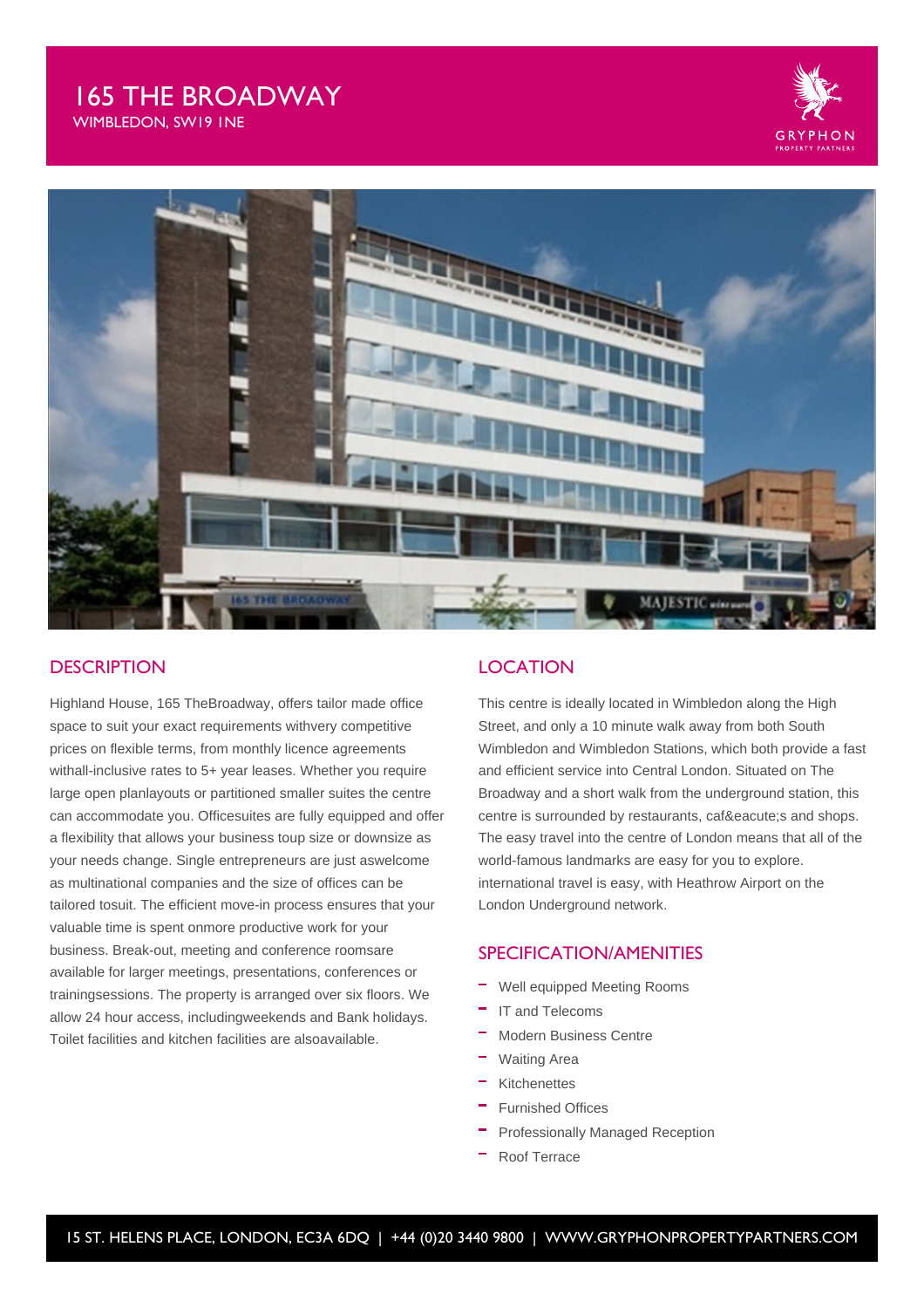# 165 THE BROADWAY

WIMBLEDON, SW19 1NE

GRYPHON PROPERTY PARTNERS

## DESCRIPTION

Highland House, 165 TheBroadway, offers tailor made office space to suit your exact requirements withvery competitive prices on flexible terms, from monthly licence agreements withall-inclusive rates to 5+ year leases. Whether you require large open planlayouts or partitioned smaller suites the centre can accommodate you. Officesuites are fully equipped and offer a flexibility that allows your business toup size or downsize as your needs change. Single entrepreneurs are just aswelcome as multinational companies and the size of offices can be tailored tosuit. The efficient move-in process ensures that your valuable time is spent onmore productive work for your business. Break-out, meeting and conference roomsare available for larger meetings, presentations, conferences or trainingsessions. The property is arranged over six floors. We allow 24 hour access, includingweekends and Bank holidays. Toilet facilities and kitchen facilities are alsoavailable.

## LOCATION

This centre is ideally located in Wimbledon along the High Street, and only a 10 minute walk away from both South Wimbledon and Wimbledon Stations, which both provide a fast and efficient service into Central London. Situated on The Broadway and a short walk from the underground station, this centre is surrounded by restaurants, caf&eacute;s and shops. The easy travel into the centre of London means that all of the world-famous landmarks are easy for you to explore. international travel is easy, with Heathrow Airport on the London Underground network.

## SPECIFICATION/AMENITIES

- Well equipped Meeting Rooms
- IT and Telecoms
- Modern Business Centre
- Waiting Area
- Kitchenettes
- Furnished Offices
- Professionally Managed Reception
- Roof Terrace

15 ST. HELENS PLACE, LONDON, EC3A 6DQ | +44 (0)20 3440 9800 | WWW.GRYPHONPROPERTYPARTNERS.COM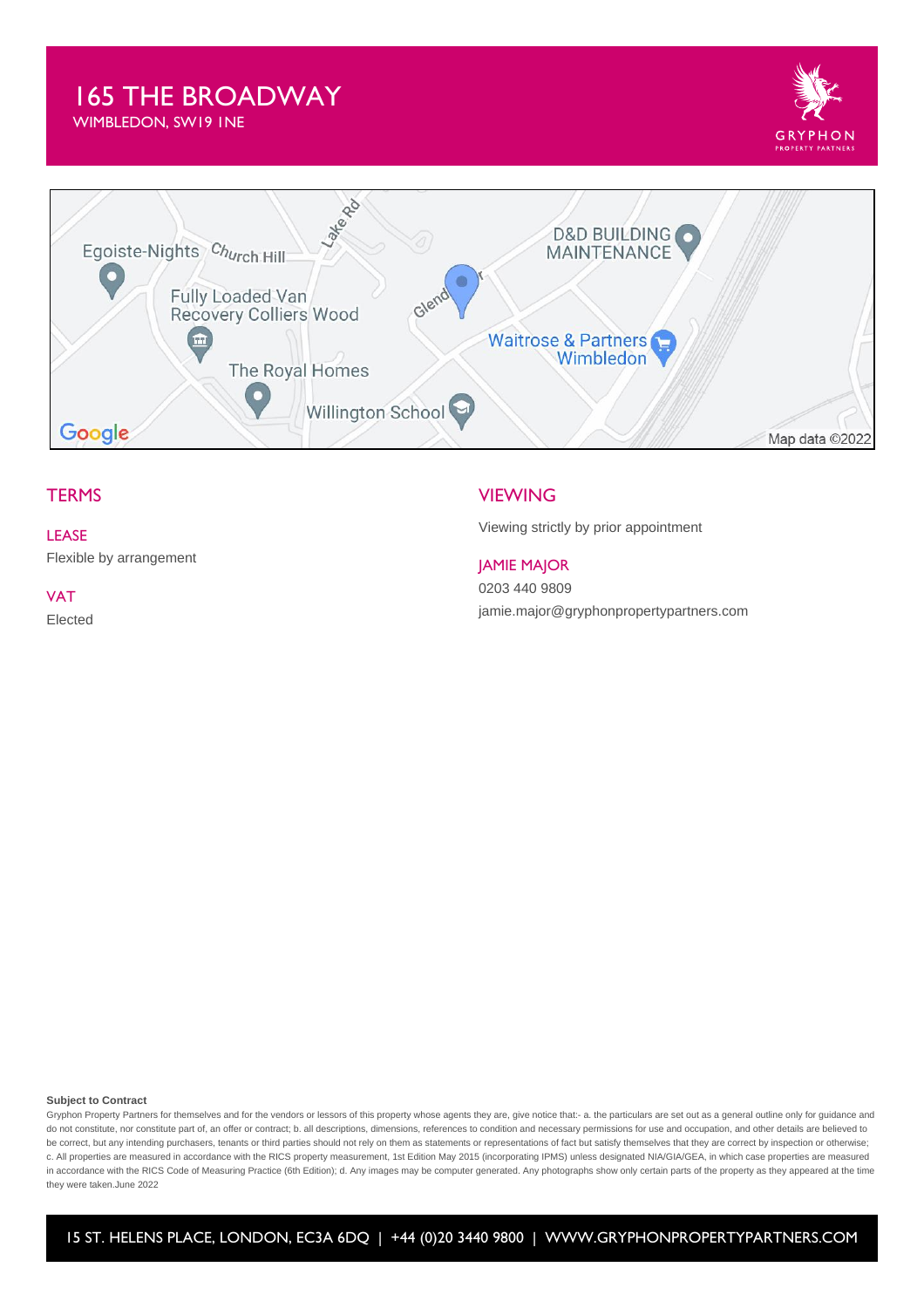# 165 THE BROADWAY

WIMBLEDON, SW19 1NE

GRYPHON PROPERTY PARTNERS

Egoiste-Nights
Church Hill
Lake Rd
D&D BUILDING MAINTENANCE
Fully Loaded Van Recovery Colliers Wood
Glend
Waitrose & Partners Wimbledon
The Royal Homes
Willington School
Google
Map data ©2022

## TERMS

### LEASE

Flexible by arrangement

### VAT

Elected

## VIEWING

Viewing strictly by prior appointment

### JAMIE MAJOR

0203 440 9809

jamie.major@gryphonpropertypartners.com

**Subject to Contract**

Gryphon Property Partners for themselves and for the vendors or lessors of this property whose agents they are, give notice that:- a. the particulars are set out as a general outline only for guidance and do not constitute, nor constitute part of, an offer or contract; b. all descriptions, dimensions, references to condition and necessary permissions for use and occupation, and other details are believed to be correct, but any intending purchasers, tenants or third parties should not rely on them as statements or representations of fact but satisfy themselves that they are correct by inspection or otherwise; c. All properties are measured in accordance with the RICS property measurement, 1st Edition May 2015 (incorporating IPMS) unless designated NIA/GIA/GEA, in which case properties are measured in accordance with the RICS Code of Measuring Practice (6th Edition); d. Any images may be computer generated. Any photographs show only certain parts of the property as they appeared at the time they were taken.June 2022

15 ST. HELENS PLACE, LONDON, EC3A 6DQ | +44 (0)20 3440 9800 | WWW.GRYPHONPROPERTYPARTNERS.COM